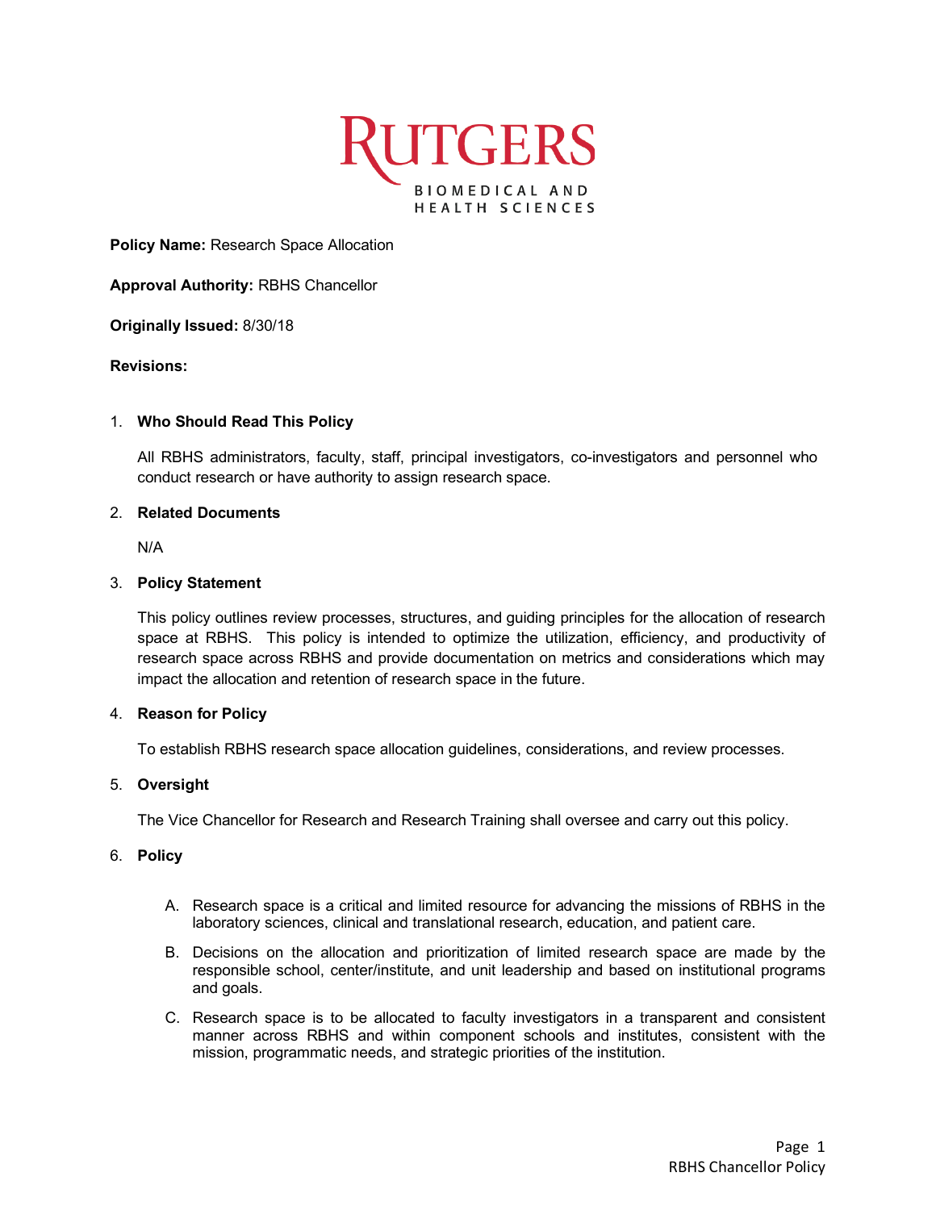RUTGERS
BIOMEDICAL AND
HEALTH SCIENCES

**Policy Name:** Research Space Allocation

**Approval Authority:** RBHS Chancellor

**Originally Issued:** 8/30/18

**Revisions:**

1. **Who Should Read This Policy**

   All RBHS administrators, faculty, staff, principal investigators, co-investigators and personnel who conduct research or have authority to assign research space.

2. **Related Documents**

   N/A

3. **Policy Statement**

   This policy outlines review processes, structures, and guiding principles for the allocation of research space at RBHS. This policy is intended to optimize the utilization, efficiency, and productivity of research space across RBHS and provide documentation on metrics and considerations which may impact the allocation and retention of research space in the future.

4. **Reason for Policy**

   To establish RBHS research space allocation guidelines, considerations, and review processes.

5. **Oversight**

   The Vice Chancellor for Research and Research Training shall oversee and carry out this policy.

6. **Policy**

   A. Research space is a critical and limited resource for advancing the missions of RBHS in the laboratory sciences, clinical and translational research, education, and patient care.

   B. Decisions on the allocation and prioritization of limited research space are made by the responsible school, center/institute, and unit leadership and based on institutional programs and goals.

   C. Research space is to be allocated to faculty investigators in a transparent and consistent manner across RBHS and within component schools and institutes, consistent with the mission, programmatic needs, and strategic priorities of the institution.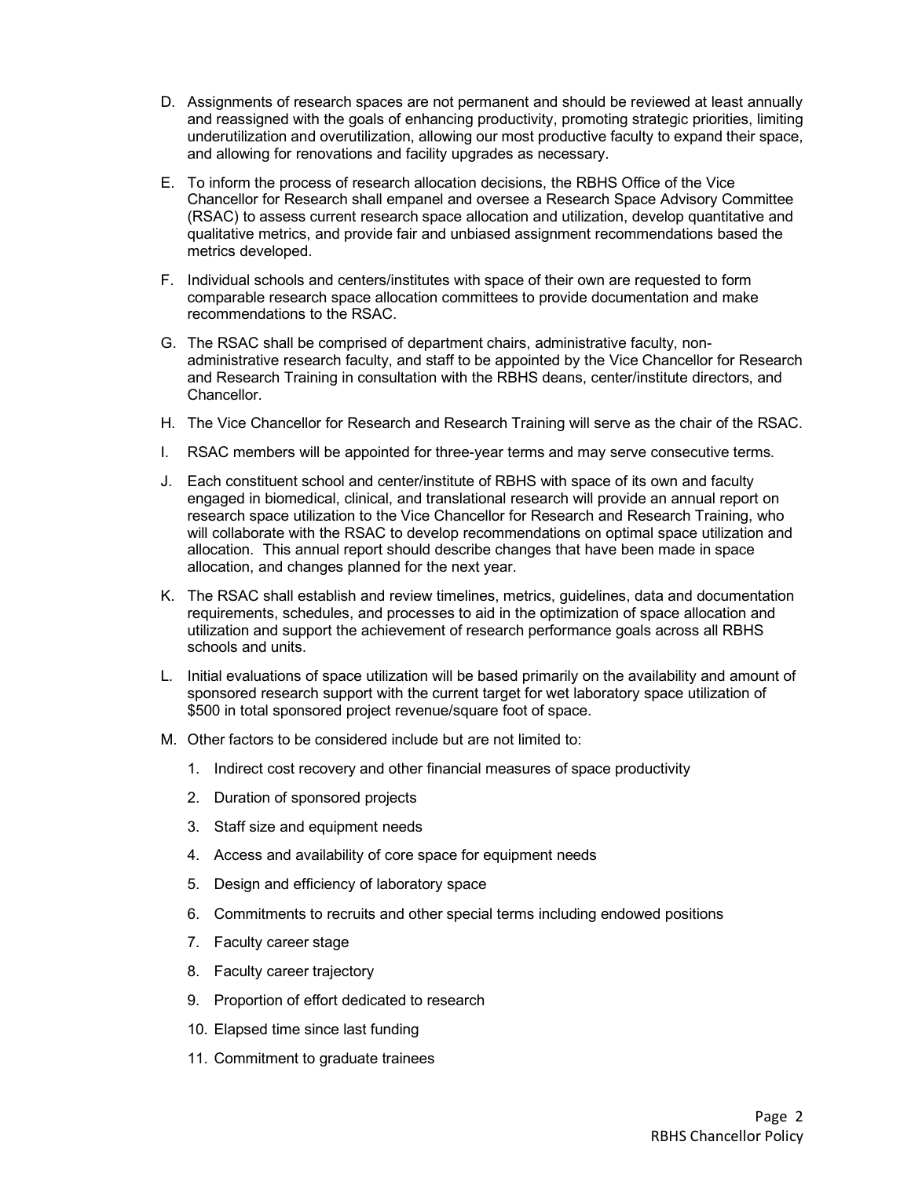D. Assignments of research spaces are not permanent and should be reviewed at least annually and reassigned with the goals of enhancing productivity, promoting strategic priorities, limiting underutilization and overutilization, allowing our most productive faculty to expand their space, and allowing for renovations and facility upgrades as necessary.

E. To inform the process of research allocation decisions, the RBHS Office of the Vice Chancellor for Research shall empanel and oversee a Research Space Advisory Committee (RSAC) to assess current research space allocation and utilization, develop quantitative and qualitative metrics, and provide fair and unbiased assignment recommendations based the metrics developed.

F. Individual schools and centers/institutes with space of their own are requested to form comparable research space allocation committees to provide documentation and make recommendations to the RSAC.

G. The RSAC shall be comprised of department chairs, administrative faculty, non-administrative research faculty, and staff to be appointed by the Vice Chancellor for Research and Research Training in consultation with the RBHS deans, center/institute directors, and Chancellor.

H. The Vice Chancellor for Research and Research Training will serve as the chair of the RSAC.

I. RSAC members will be appointed for three-year terms and may serve consecutive terms.

J. Each constituent school and center/institute of RBHS with space of its own and faculty engaged in biomedical, clinical, and translational research will provide an annual report on research space utilization to the Vice Chancellor for Research and Research Training, who will collaborate with the RSAC to develop recommendations on optimal space utilization and allocation. This annual report should describe changes that have been made in space allocation, and changes planned for the next year.

K. The RSAC shall establish and review timelines, metrics, guidelines, data and documentation requirements, schedules, and processes to aid in the optimization of space allocation and utilization and support the achievement of research performance goals across all RBHS schools and units.

L. Initial evaluations of space utilization will be based primarily on the availability and amount of sponsored research support with the current target for wet laboratory space utilization of $500 in total sponsored project revenue/square foot of space.

M. Other factors to be considered include but are not limited to:

   1. Indirect cost recovery and other financial measures of space productivity
   2. Duration of sponsored projects
   3. Staff size and equipment needs
   4. Access and availability of core space for equipment needs
   5. Design and efficiency of laboratory space
   6. Commitments to recruits and other special terms including endowed positions
   7. Faculty career stage
   8. Faculty career trajectory
   9. Proportion of effort dedicated to research
   10. Elapsed time since last funding
   11. Commitment to graduate trainees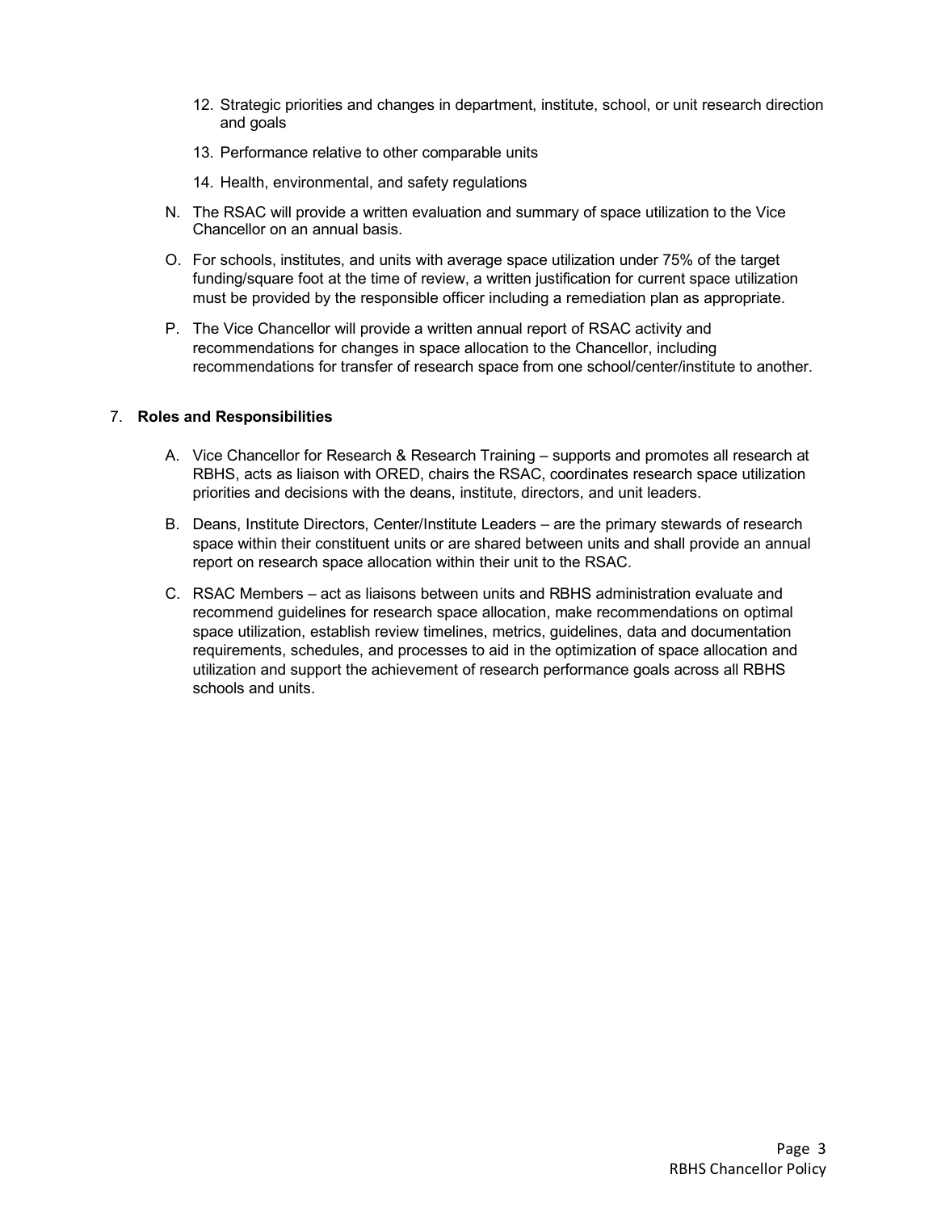12. Strategic priorities and changes in department, institute, school, or unit research direction and goals
13. Performance relative to other comparable units
14. Health, environmental, and safety regulations

N. The RSAC will provide a written evaluation and summary of space utilization to the Vice Chancellor on an annual basis.

O. For schools, institutes, and units with average space utilization under 75% of the target funding/square foot at the time of review, a written justification for current space utilization must be provided by the responsible officer including a remediation plan as appropriate.

P. The Vice Chancellor will provide a written annual report of RSAC activity and recommendations for changes in space allocation to the Chancellor, including recommendations for transfer of research space from one school/center/institute to another.

7. **Roles and Responsibilities**

A. Vice Chancellor for Research & Research Training – supports and promotes all research at RBHS, acts as liaison with ORED, chairs the RSAC, coordinates research space utilization priorities and decisions with the deans, institute, directors, and unit leaders.

B. Deans, Institute Directors, Center/Institute Leaders – are the primary stewards of research space within their constituent units or are shared between units and shall provide an annual report on research space allocation within their unit to the RSAC.

C. RSAC Members – act as liaisons between units and RBHS administration evaluate and recommend guidelines for research space allocation, make recommendations on optimal space utilization, establish review timelines, metrics, guidelines, data and documentation requirements, schedules, and processes to aid in the optimization of space allocation and utilization and support the achievement of research performance goals across all RBHS schools and units.